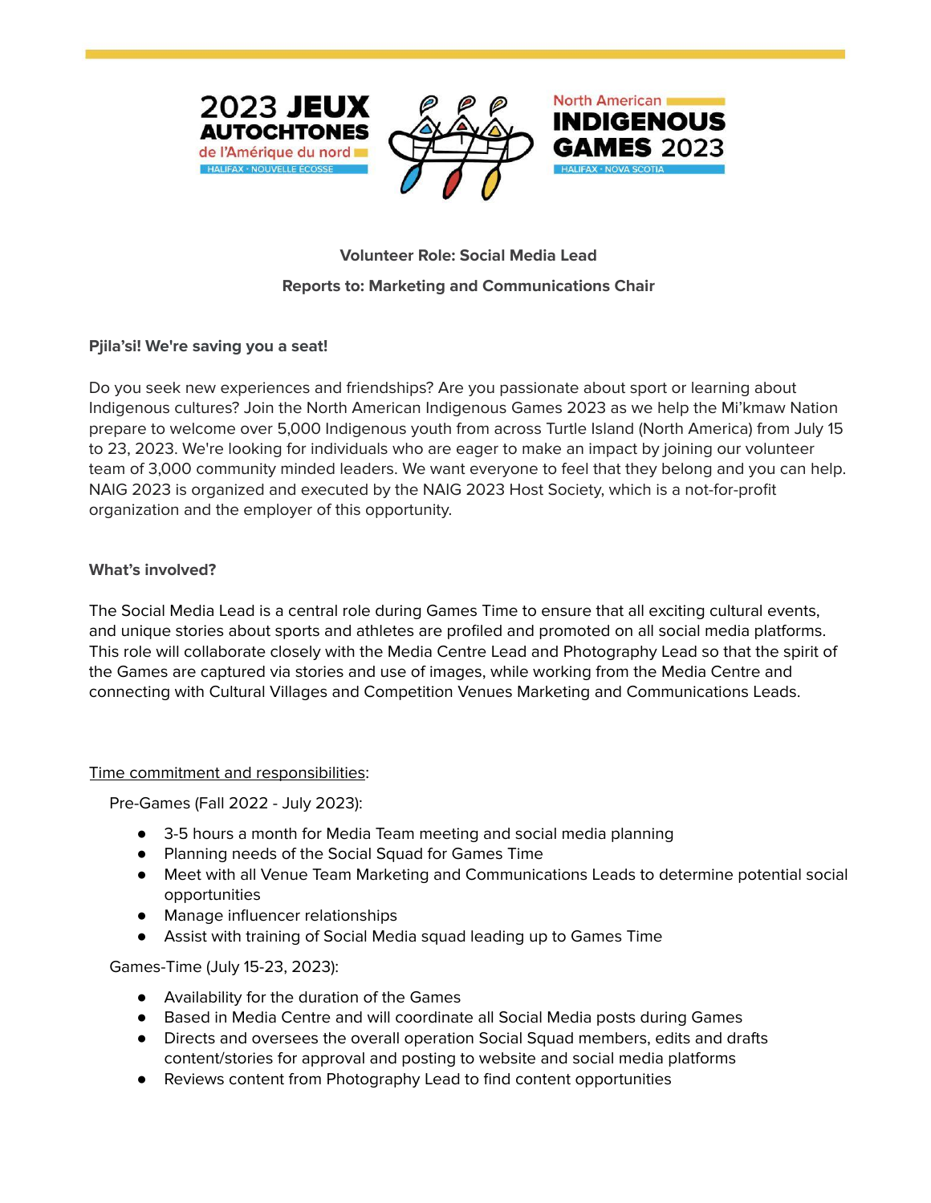2023 JEUX AUTOCHTONES de l'Amérique du nord
HALIFAX · NOUVELLE ÉCOSSE

North American INDIGENOUS GAMES 2023
HALIFAX · NOVA SCOTIA

**Volunteer Role: Social Media Lead**

**Reports to: Marketing and Communications Chair**

**Pjila'si! We're saving you a seat!**

Do you seek new experiences and friendships? Are you passionate about sport or learning about Indigenous cultures? Join the North American Indigenous Games 2023 as we help the Mi'kmaw Nation prepare to welcome over 5,000 Indigenous youth from across Turtle Island (North America) from July 15 to 23, 2023. We're looking for individuals who are eager to make an impact by joining our volunteer team of 3,000 community minded leaders. We want everyone to feel that they belong and you can help. NAIG 2023 is organized and executed by the NAIG 2023 Host Society, which is a not-for-profit organization and the employer of this opportunity.

**What's involved?**

The Social Media Lead is a central role during Games Time to ensure that all exciting cultural events, and unique stories about sports and athletes are profiled and promoted on all social media platforms. This role will collaborate closely with the Media Centre Lead and Photography Lead so that the spirit of the Games are captured via stories and use of images, while working from the Media Centre and connecting with Cultural Villages and Competition Venues Marketing and Communications Leads.

<u>Time commitment and responsibilities</u>:

Pre-Games (Fall 2022 - July 2023):

- 3-5 hours a month for Media Team meeting and social media planning
- Planning needs of the Social Squad for Games Time
- Meet with all Venue Team Marketing and Communications Leads to determine potential social opportunities
- Manage influencer relationships
- Assist with training of Social Media squad leading up to Games Time

Games-Time (July 15-23, 2023):

- Availability for the duration of the Games
- Based in Media Centre and will coordinate all Social Media posts during Games
- Directs and oversees the overall operation Social Squad members, edits and drafts content/stories for approval and posting to website and social media platforms
- Reviews content from Photography Lead to find content opportunities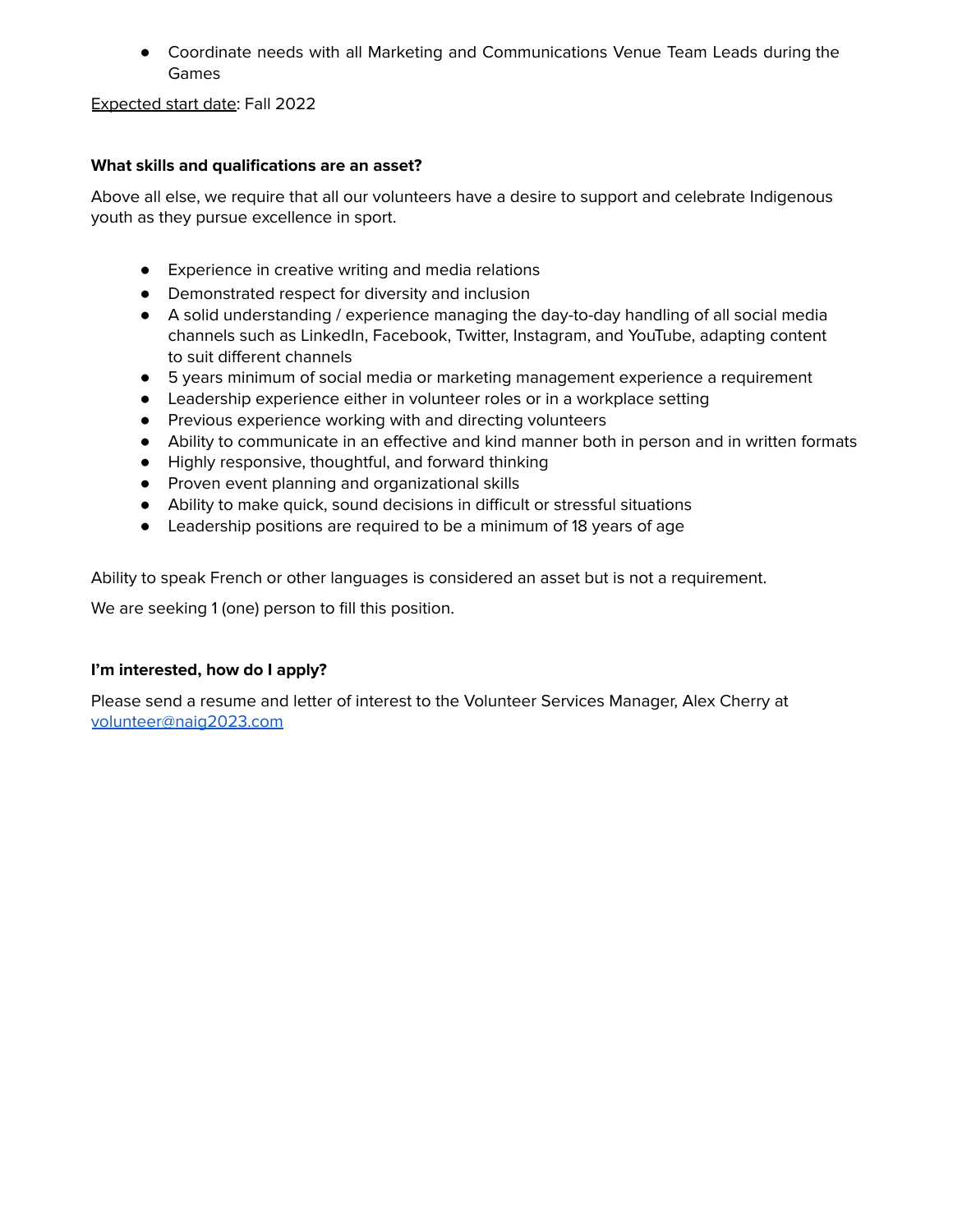- Coordinate needs with all Marketing and Communications Venue Team Leads during the Games

Expected start date: Fall 2022

**What skills and qualifications are an asset?**

Above all else, we require that all our volunteers have a desire to support and celebrate Indigenous youth as they pursue excellence in sport.

- Experience in creative writing and media relations
- Demonstrated respect for diversity and inclusion
- A solid understanding / experience managing the day-to-day handling of all social media channels such as LinkedIn, Facebook, Twitter, Instagram, and YouTube, adapting content to suit different channels
- 5 years minimum of social media or marketing management experience a requirement
- Leadership experience either in volunteer roles or in a workplace setting
- Previous experience working with and directing volunteers
- Ability to communicate in an effective and kind manner both in person and in written formats
- Highly responsive, thoughtful, and forward thinking
- Proven event planning and organizational skills
- Ability to make quick, sound decisions in difficult or stressful situations
- Leadership positions are required to be a minimum of 18 years of age

Ability to speak French or other languages is considered an asset but is not a requirement.

We are seeking 1 (one) person to fill this position.

**I'm interested, how do I apply?**

Please send a resume and letter of interest to the Volunteer Services Manager, Alex Cherry at volunteer@naig2023.com